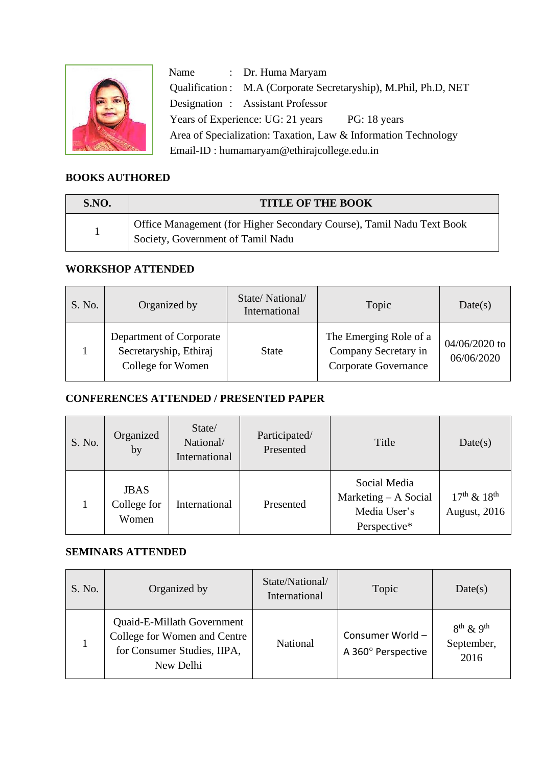Name : Dr. Huma Maryam

Qualification : M.A (Corporate Secretaryship), M.Phil, Ph.D, NET

Designation : Assistant Professor

Years of Experience: UG: 21 years PG: 18 years

Area of Specialization: Taxation, Law & Information Technology

Email-ID : humamaryam@ethirajcollege.edu.in

## BOOKS AUTHORED

| S.NO. | TITLE OF THE BOOK |
|---|---|
| 1 | Office Management (for Higher Secondary Course), Tamil Nadu Text Book Society, Government of Tamil Nadu |

## WORKSHOP ATTENDED

| S. No. | Organized by | State/ National/ International | Topic | Date(s) |
|---|---|---|---|---|
| 1 | Department of Corporate Secretaryship, Ethiraj College for Women | State | The Emerging Role of a Company Secretary in Corporate Governance | 04/06/2020 to 06/06/2020 |

## CONFERENCES ATTENDED / PRESENTED PAPER

| S. No. | Organized by | State/ National/ International | Participated/ Presented | Title | Date(s) |
|---|---|---|---|---|---|
| 1 | JBAS College for Women | International | Presented | Social Media Marketing – A Social Media User's Perspective* | 17th & 18th August, 2016 |

## SEMINARS ATTENDED

| S. No. | Organized by | State/National/ International | Topic | Date(s) |
|---|---|---|---|---|
| 1 | Quaid-E-Millath Government College for Women and Centre for Consumer Studies, IIPA, New Delhi | National | Consumer World – A 360° Perspective | 8th & 9th September, 2016 |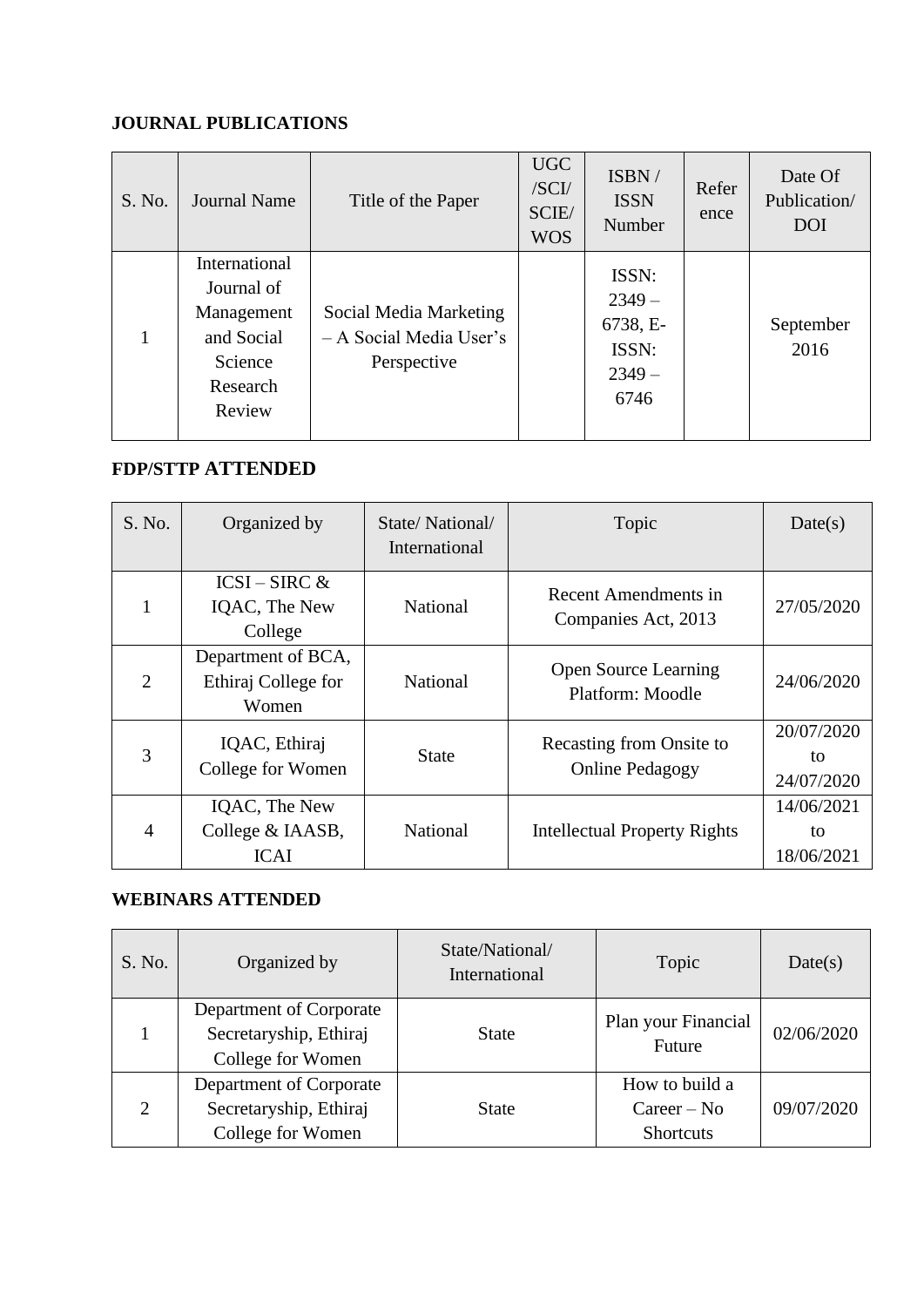**JOURNAL PUBLICATIONS**

| S. No. | Journal Name | Title of the Paper | UGC /SCI/ SCIE/ WOS | ISBN / ISSN Number | Reference | Date Of Publication/ DOI |
|---|---|---|---|---|---|---|
| 1 | International Journal of Management and Social Science Research Review | Social Media Marketing – A Social Media User's Perspective | | ISSN: 2349 – 6738, E-ISSN: 2349 – 6746 | | September 2016 |

**FDP/STTP ATTENDED**

| S. No. | Organized by | State/ National/ International | Topic | Date(s) |
|---|---|---|---|---|
| 1 | ICSI – SIRC & IQAC, The New College | National | Recent Amendments in Companies Act, 2013 | 27/05/2020 |
| 2 | Department of BCA, Ethiraj College for Women | National | Open Source Learning Platform: Moodle | 24/06/2020 |
| 3 | IQAC, Ethiraj College for Women | State | Recasting from Onsite to Online Pedagogy | 20/07/2020 to 24/07/2020 |
| 4 | IQAC, The New College & IAASB, ICAI | National | Intellectual Property Rights | 14/06/2021 to 18/06/2021 |

**WEBINARS ATTENDED**

| S. No. | Organized by | State/National/ International | Topic | Date(s) |
|---|---|---|---|---|
| 1 | Department of Corporate Secretaryship, Ethiraj College for Women | State | Plan your Financial Future | 02/06/2020 |
| 2 | Department of Corporate Secretaryship, Ethiraj College for Women | State | How to build a Career – No Shortcuts | 09/07/2020 |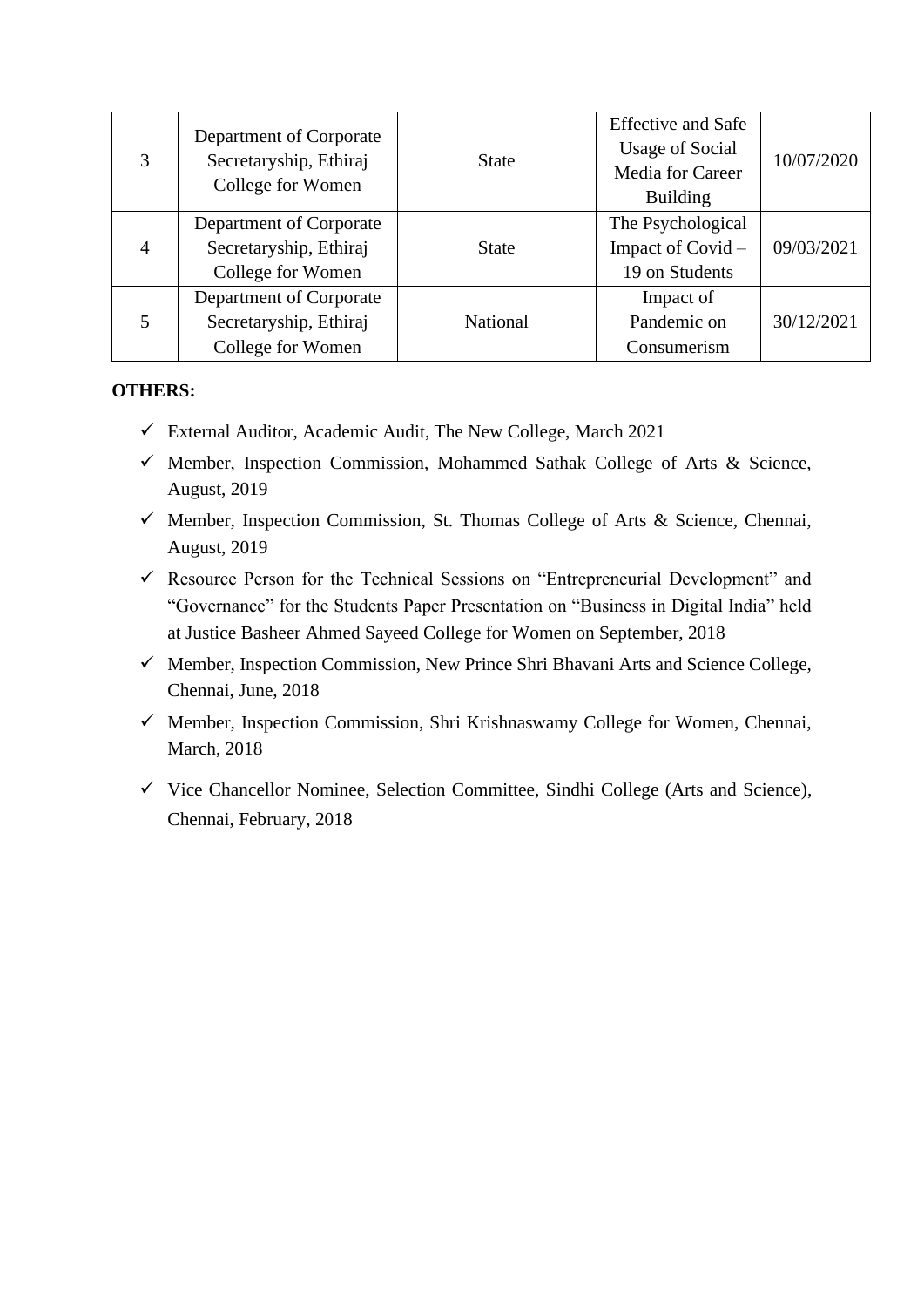| | | | | |
|---|---|---|---|---|
| 3 | Department of Corporate Secretaryship, Ethiraj College for Women | State | Effective and Safe Usage of Social Media for Career Building | 10/07/2020 |
| 4 | Department of Corporate Secretaryship, Ethiraj College for Women | State | The Psychological Impact of Covid – 19 on Students | 09/03/2021 |
| 5 | Department of Corporate Secretaryship, Ethiraj College for Women | National | Impact of Pandemic on Consumerism | 30/12/2021 |

**OTHERS:**

- ✓ External Auditor, Academic Audit, The New College, March 2021
- ✓ Member, Inspection Commission, Mohammed Sathak College of Arts & Science, August, 2019
- ✓ Member, Inspection Commission, St. Thomas College of Arts & Science, Chennai, August, 2019
- ✓ Resource Person for the Technical Sessions on "Entrepreneurial Development" and "Governance" for the Students Paper Presentation on "Business in Digital India" held at Justice Basheer Ahmed Sayeed College for Women on September, 2018
- ✓ Member, Inspection Commission, New Prince Shri Bhavani Arts and Science College, Chennai, June, 2018
- ✓ Member, Inspection Commission, Shri Krishnaswamy College for Women, Chennai, March, 2018
- ✓ Vice Chancellor Nominee, Selection Committee, Sindhi College (Arts and Science), Chennai, February, 2018